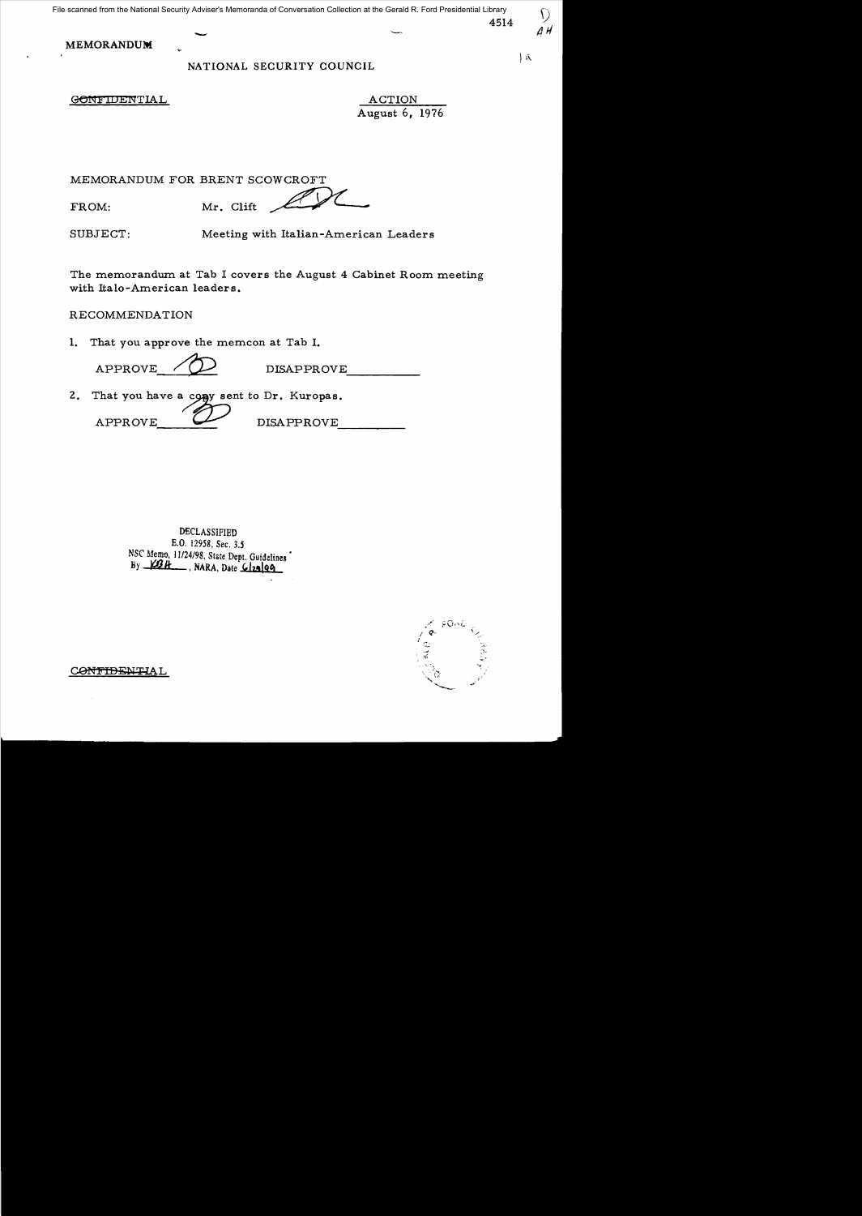File scanned from the National Security Adviser's Memoranda of Conversation Collection at the Gerald R. Ford Presidential Library

4514

**MEMORANDUM**

NATIONAL SECURITY COUNCIL

~~CONFIDENTIAL~~

ACTION
August 6, 1976

MEMORANDUM FOR BRENT SCOWCROFT

FROM: Mr. Clift

SUBJECT: Meeting with Italian-American Leaders

The memorandum at Tab I covers the August 4 Cabinet Room meeting with Italo-American leaders.

RECOMMENDATION

1. That you approve the memcon at Tab I.

APPROVE ____ DISAPPROVE ____

2. That you have a copy sent to Dr. Kuropas.

APPROVE ____ DISAPPROVE ____

DECLASSIFIED
E.O. 12958, Sec. 3.5
NSC Memo, 11/24/98, State Dept. Guidelines
By KBH, NARA, Date 6/29/99

~~CONFIDENTIAL~~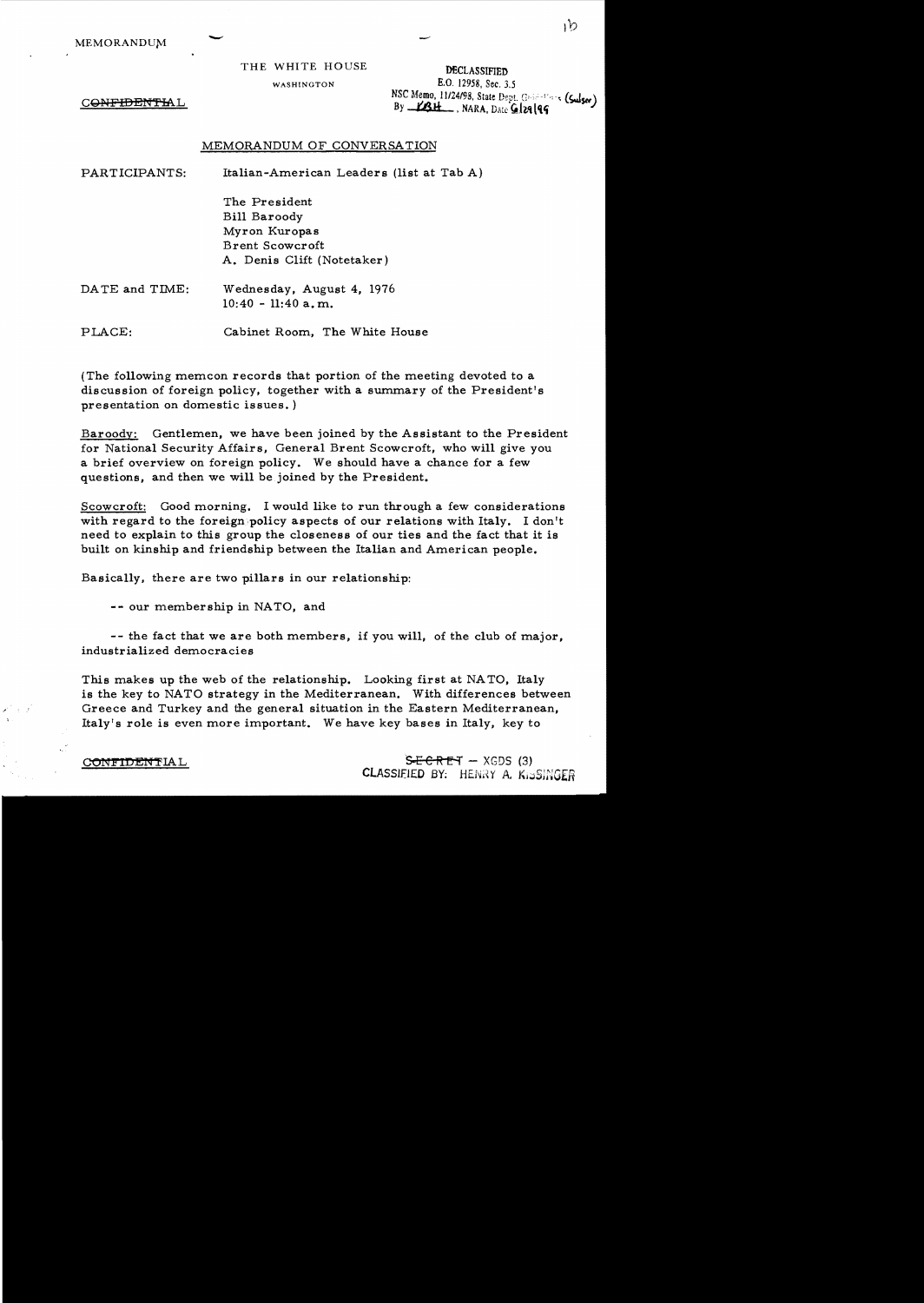MEMORANDUM

THE WHITE HOUSE

WASHINGTON

~~CONFIDENTIAL~~

DECLASSIFIED
E.O. 12958, Sec. 3.5
NSC Memo, 11/24/98, State Dept. Guidelines (Subject)
By KBH, NARA, Date 6/29/99

## MEMORANDUM OF CONVERSATION

PARTICIPANTS: Italian-American Leaders (list at Tab A)

The President
Bill Baroody
Myron Kuropas
Brent Scowcroft
A. Denis Clift (Notetaker)

DATE and TIME: Wednesday, August 4, 1976
10:40 - 11:40 a.m.

PLACE: Cabinet Room, The White House

(The following memcon records that portion of the meeting devoted to a discussion of foreign policy, together with a summary of the President's presentation on domestic issues.)

Baroody: Gentlemen, we have been joined by the Assistant to the President for National Security Affairs, General Brent Scowcroft, who will give you a brief overview on foreign policy. We should have a chance for a few questions, and then we will be joined by the President.

Scowcroft: Good morning. I would like to run through a few considerations with regard to the foreign policy aspects of our relations with Italy. I don't need to explain to this group the closeness of our ties and the fact that it is built on kinship and friendship between the Italian and American people.

Basically, there are two pillars in our relationship:

-- our membership in NATO, and

-- the fact that we are both members, if you will, of the club of major, industrialized democracies

This makes up the web of the relationship. Looking first at NATO, Italy is the key to NATO strategy in the Mediterranean. With differences between Greece and Turkey and the general situation in the Eastern Mediterranean, Italy's role is even more important. We have key bases in Italy, key to

~~CONFIDENTIAL~~

~~SECRET~~ - XGDS (3)
CLASSIFIED BY: HENRY A. KISSINGER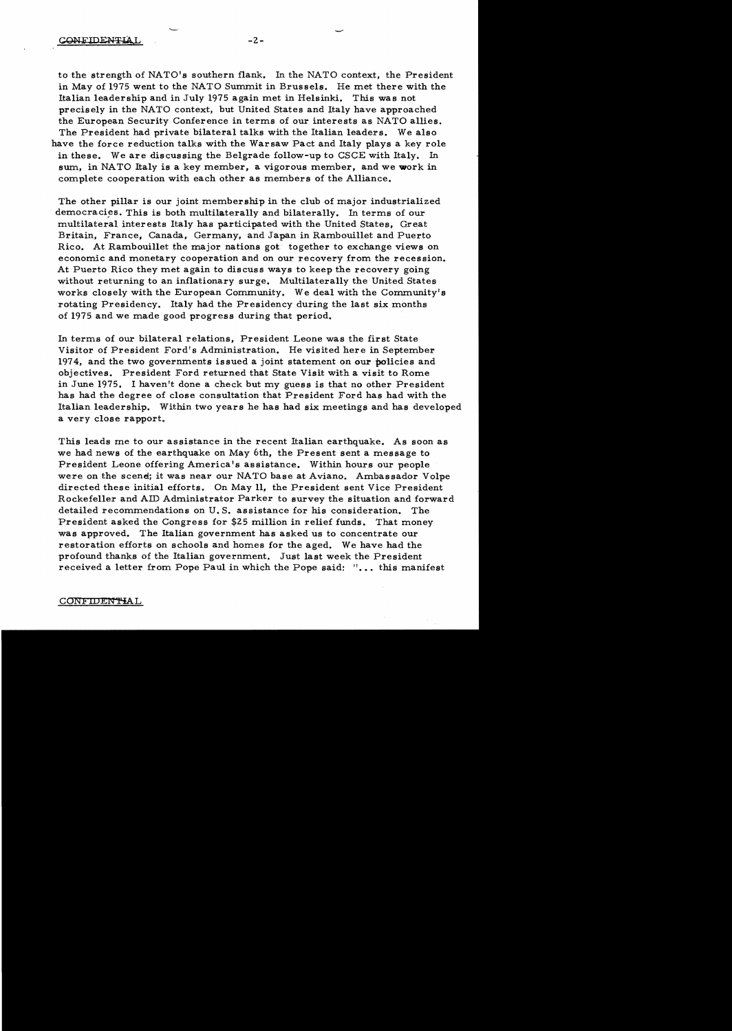to the strength of NATO's southern flank. In the NATO context, the President in May of 1975 went to the NATO Summit in Brussels. He met there with the Italian leadership and in July 1975 again met in Helsinki. This was not precisely in the NATO context, but United States and Italy have approached the European Security Conference in terms of our interests as NATO allies. The President had private bilateral talks with the Italian leaders. We also have the force reduction talks with the Warsaw Pact and Italy plays a key role in these. We are discussing the Belgrade follow-up to CSCE with Italy. In sum, in NATO Italy is a key member, a vigorous member, and we work in complete cooperation with each other as members of the Alliance.

The other pillar is our joint membership in the club of major industrialized democracies. This is both multilaterally and bilaterally. In terms of our multilateral interests Italy has participated with the United States, Great Britain, France, Canada, Germany, and Japan in Rambouillet and Puerto Rico. At Rambouillet the major nations got together to exchange views on economic and monetary cooperation and on our recovery from the recession. At Puerto Rico they met again to discuss ways to keep the recovery going without returning to an inflationary surge. Multilaterally the United States works closely with the European Community. We deal with the Community's rotating Presidency. Italy had the Presidency during the last six months of 1975 and we made good progress during that period.

In terms of our bilateral relations, President Leone was the first State Visitor of President Ford's Administration. He visited here in September 1974, and the two governments issued a joint statement on our policies and objectives. President Ford returned that State Visit with a visit to Rome in June 1975. I haven't done a check but my guess is that no other President has had the degree of close consultation that President Ford has had with the Italian leadership. Within two years he has had six meetings and has developed a very close rapport.

This leads me to our assistance in the recent Italian earthquake. As soon as we had news of the earthquake on May 6th, the Present sent a message to President Leone offering America's assistance. Within hours our people were on the scene; it was near our NATO base at Aviano. Ambassador Volpe directed these initial efforts. On May 11, the President sent Vice President Rockefeller and AID Administrator Parker to survey the situation and forward detailed recommendations on U.S. assistance for his consideration. The President asked the Congress for $25 million in relief funds. That money was approved. The Italian government has asked us to concentrate our restoration efforts on schools and homes for the aged. We have had the profound thanks of the Italian government. Just last week the President received a letter from Pope Paul in which the Pope said: "... this manifest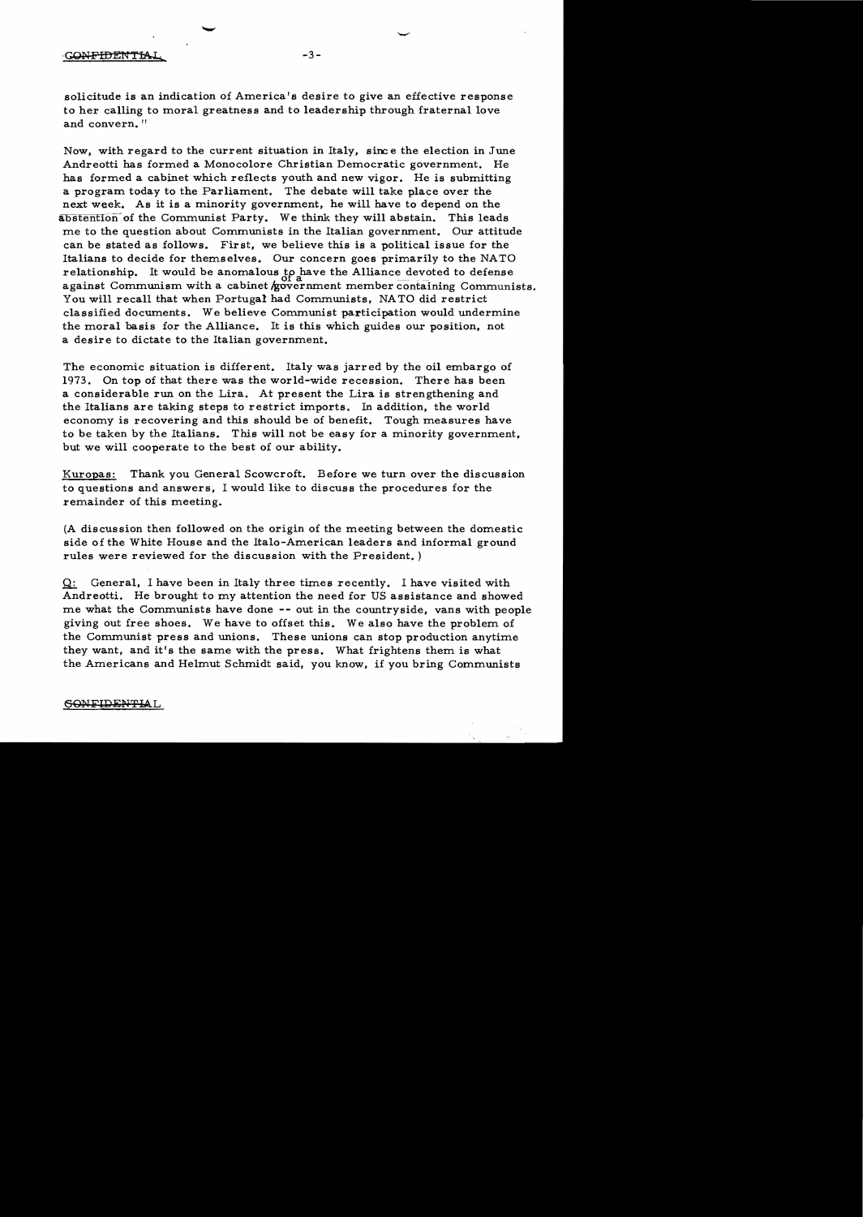solicitude is an indication of America's desire to give an effective response to her calling to moral greatness and to leadership through fraternal love and convern."

Now, with regard to the current situation in Italy, since the election in June Andreotti has formed a Monocolore Christian Democratic government. He has formed a cabinet which reflects youth and new vigor. He is submitting a program today to the Parliament. The debate will take place over the next week. As it is a minority government, he will have to depend on the abstention of the Communist Party. We think they will abstain. This leads me to the question about Communists in the Italian government. Our attitude can be stated as follows. First, we believe this is a political issue for the Italians to decide for themselves. Our concern goes primarily to the NATO relationship. It would be anomalous to have the Alliance devoted to defense against Communism with a cabinet of a government member containing Communists. You will recall that when Portugal had Communists, NATO did restrict classified documents. We believe Communist participation would undermine the moral basis for the Alliance. It is this which guides our position, not a desire to dictate to the Italian government.

The economic situation is different. Italy was jarred by the oil embargo of 1973. On top of that there was the world-wide recession. There has been a considerable run on the Lira. At present the Lira is strengthening and the Italians are taking steps to restrict imports. In addition, the world economy is recovering and this should be of benefit. Tough measures have to be taken by the Italians. This will not be easy for a minority government, but we will cooperate to the best of our ability.

Kuropas: Thank you General Scowcroft. Before we turn over the discussion to questions and answers, I would like to discuss the procedures for the remainder of this meeting.

(A discussion then followed on the origin of the meeting between the domestic side of the White House and the Italo-American leaders and informal ground rules were reviewed for the discussion with the President.)

Q: General, I have been in Italy three times recently. I have visited with Andreotti. He brought to my attention the need for US assistance and showed me what the Communists have done -- out in the countryside, vans with people giving out free shoes. We have to offset this. We also have the problem of the Communist press and unions. These unions can stop production anytime they want, and it's the same with the press. What frightens them is what the Americans and Helmut Schmidt said, you know, if you bring Communists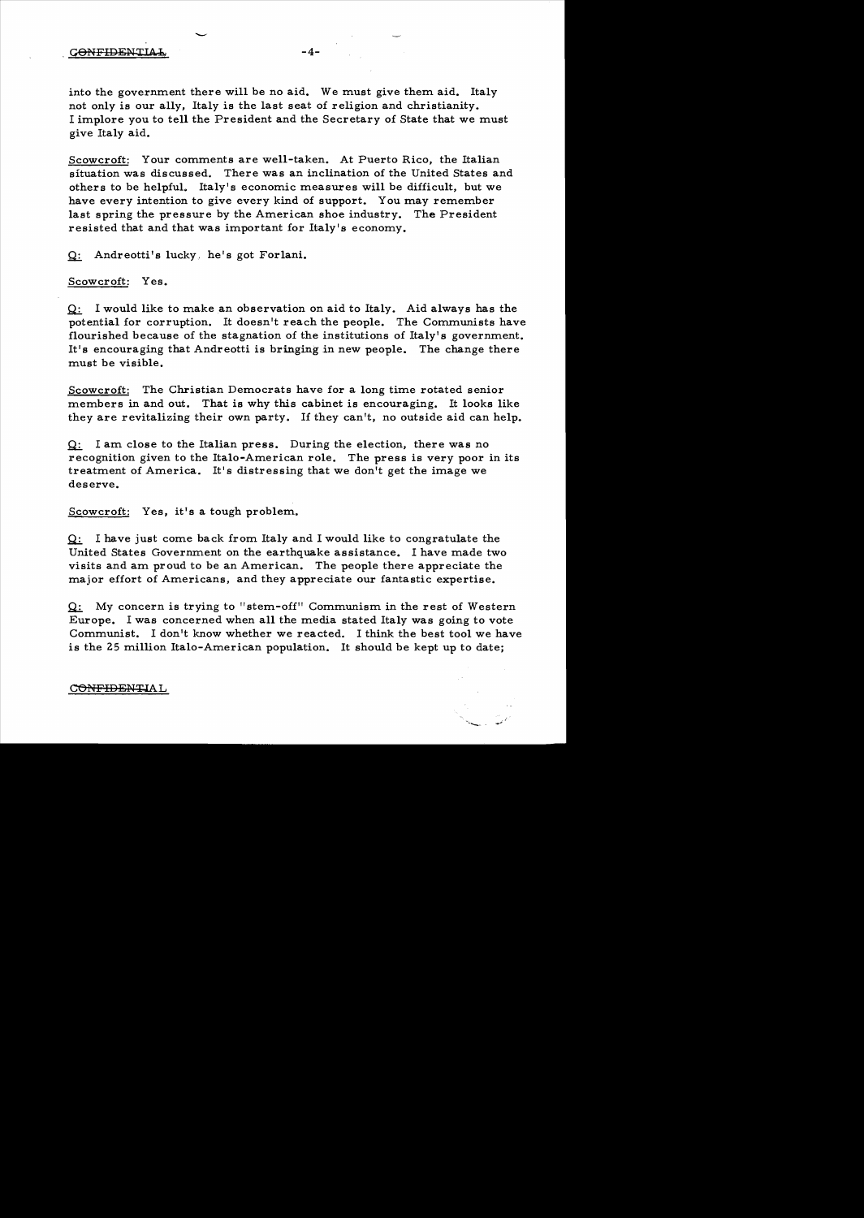into the government there will be no aid. We must give them aid. Italy not only is our ally, Italy is the last seat of religion and christianity. I implore you to tell the President and the Secretary of State that we must give Italy aid.

Scowcroft: Your comments are well-taken. At Puerto Rico, the Italian situation was discussed. There was an inclination of the United States and others to be helpful. Italy's economic measures will be difficult, but we have every intention to give every kind of support. You may remember last spring the pressure by the American shoe industry. The President resisted that and that was important for Italy's economy.

Q: Andreotti's lucky, he's got Forlani.

Scowcroft: Yes.

Q: I would like to make an observation on aid to Italy. Aid always has the potential for corruption. It doesn't reach the people. The Communists have flourished because of the stagnation of the institutions of Italy's government. It's encouraging that Andreotti is bringing in new people. The change there must be visible.

Scowcroft: The Christian Democrats have for a long time rotated senior members in and out. That is why this cabinet is encouraging. It looks like they are revitalizing their own party. If they can't, no outside aid can help.

Q: I am close to the Italian press. During the election, there was no recognition given to the Italo-American role. The press is very poor in its treatment of America. It's distressing that we don't get the image we deserve.

Scowcroft: Yes, it's a tough problem.

Q: I have just come back from Italy and I would like to congratulate the United States Government on the earthquake assistance. I have made two visits and am proud to be an American. The people there appreciate the major effort of Americans, and they appreciate our fantastic expertise.

Q: My concern is trying to "stem-off" Communism in the rest of Western Europe. I was concerned when all the media stated Italy was going to vote Communist. I don't know whether we reacted. I think the best tool we have is the 25 million Italo-American population. It should be kept up to date;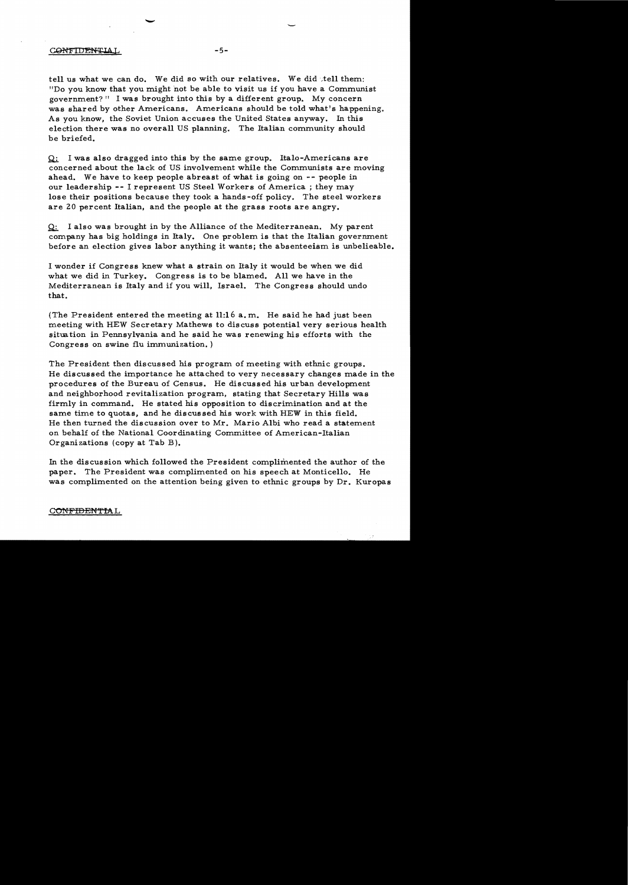tell us what we can do. We did so with our relatives. We did tell them: "Do you know that you might not be able to visit us if you have a Communist government?" I was brought into this by a different group. My concern was shared by other Americans. Americans should be told what's happening. As you know, the Soviet Union accuses the United States anyway. In this election there was no overall US planning. The Italian community should be briefed.

Q: I was also dragged into this by the same group. Italo-Americans are concerned about the lack of US involvement while the Communists are moving ahead. We have to keep people abreast of what is going on -- people in our leadership -- I represent US Steel Workers of America ; they may lose their positions because they took a hands-off policy. The steel workers are 20 percent Italian, and the people at the grass roots are angry.

Q: I also was brought in by the Alliance of the Mediterranean. My parent company has big holdings in Italy. One problem is that the Italian government before an election gives labor anything it wants; the absenteeism is unbelieable.

I wonder if Congress knew what a strain on Italy it would be when we did what we did in Turkey. Congress is to be blamed. All we have in the Mediterranean is Italy and if you will, Israel. The Congress should undo that.

(The President entered the meeting at 11:16 a.m. He said he had just been meeting with HEW Secretary Mathews to discuss potential very serious health situation in Pennsylvania and he said he was renewing his efforts with the Congress on swine flu immunization.)

The President then discussed his program of meeting with ethnic groups. He discussed the importance he attached to very necessary changes made in the procedures of the Bureau of Census. He discussed his urban development and neighborhood revitalization program, stating that Secretary Hills was firmly in command. He stated his opposition to discrimination and at the same time to quotas, and he discussed his work with HEW in this field. He then turned the discussion over to Mr. Mario Albi who read a statement on behalf of the National Coordinating Committee of American-Italian Organizations (copy at Tab B).

In the discussion which followed the President complimented the author of the paper. The President was complimented on his speech at Monticello. He was complimented on the attention being given to ethnic groups by Dr. Kuropas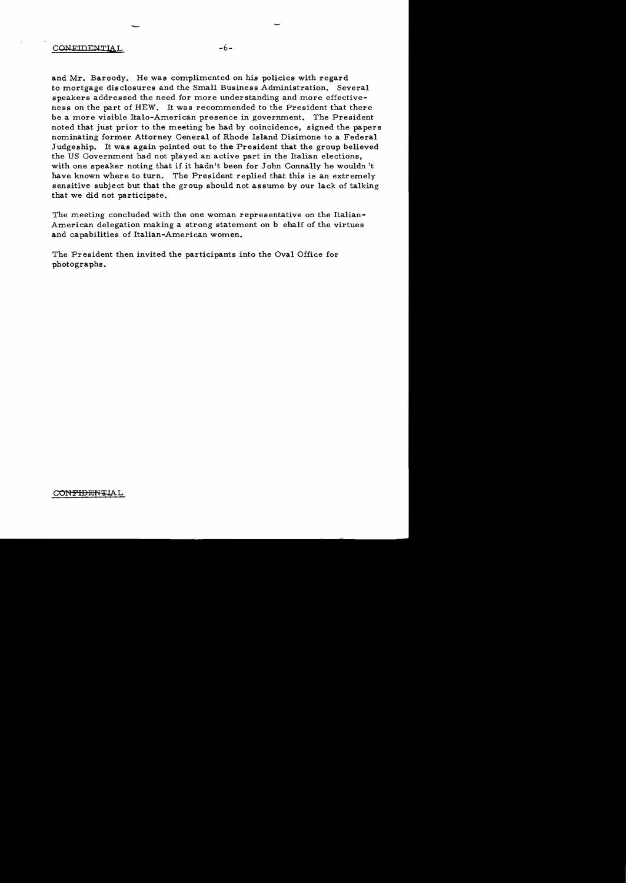CONFIDENTIAL

and Mr. Baroody. He was complimented on his policies with regard to mortgage disclosures and the Small Business Administration. Several speakers addressed the need for more understanding and more effectiveness on the part of HEW. It was recommended to the President that there be a more visible Italo-American presence in government. The President noted that just prior to the meeting he had by coincidence, signed the papers nominating former Attorney General of Rhode Island Disimone to a Federal Judgeship. It was again pointed out to the President that the group believed the US Government had not played an active part in the Italian elections, with one speaker noting that if it hadn't been for John Connally he wouldn't have known where to turn. The President replied that this is an extremely sensitive subject but that the group should not assume by our lack of talking that we did not participate.

The meeting concluded with the one woman representative on the Italian-American delegation making a strong statement on b ehalf of the virtues and capabilities of Italian-American women.

The President then invited the participants into the Oval Office for photographs.

CONFIDENTIAL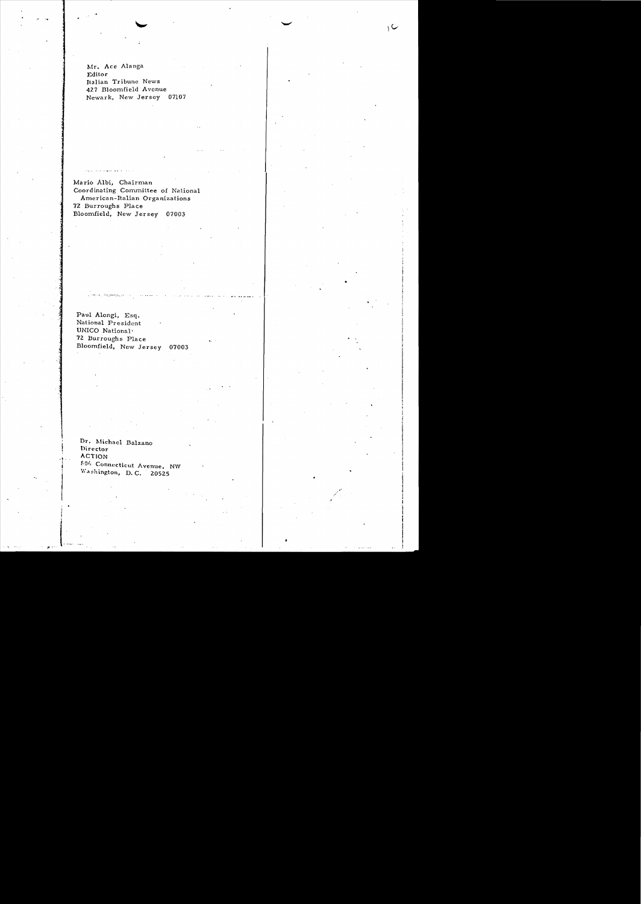Mr. Ace Alanga
Editor
Italian Tribune News
427 Bloomfield Avenue
Newark, New Jersey 07107

Mario Albi, Chairman
Coordinating Committee of National
American-Italian Organizations
72 Burroughs Place
Bloomfield, New Jersey 07003

Paul Alongi, Esq.
National President
UNICO National
72 Burroughs Place
Bloomfield, New Jersey 07003

Dr. Michael Balzano
Director
ACTION
806 Connecticut Avenue, NW
Washington, D.C. 20525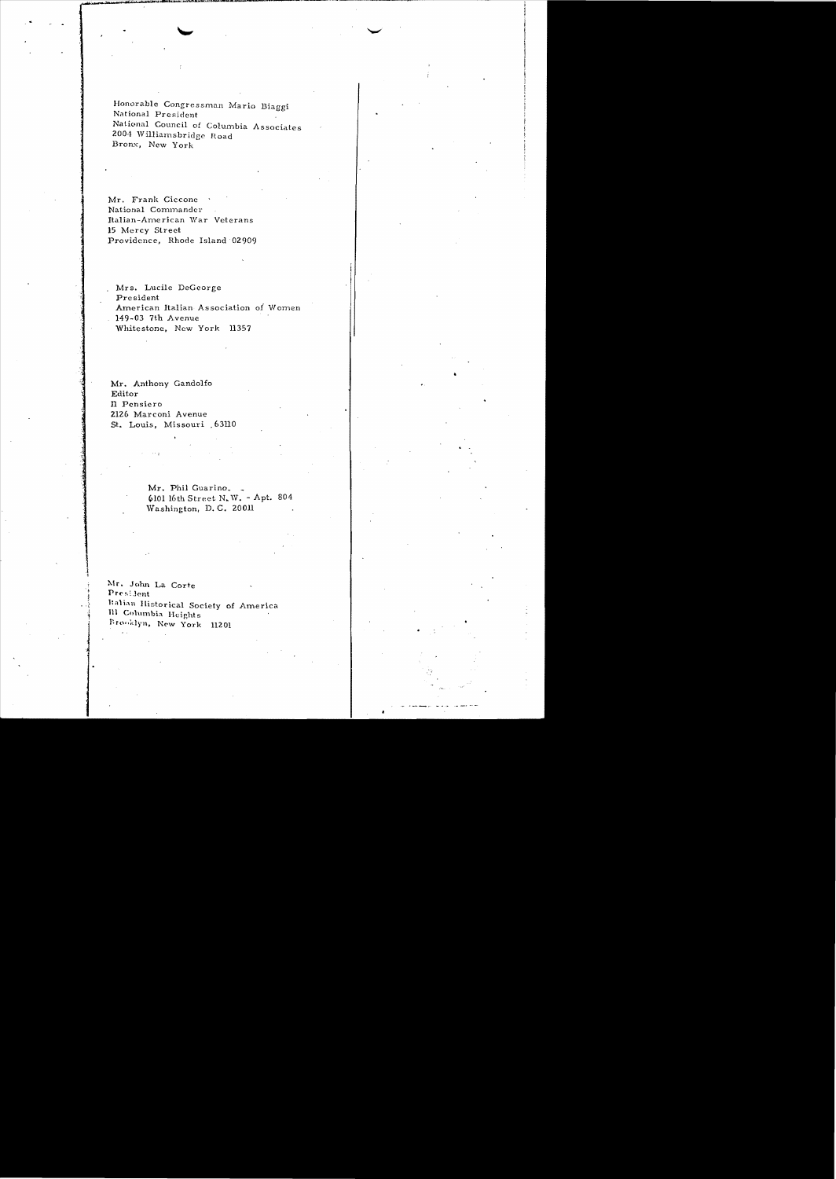Honorable Congressman Mario Biaggi
National President
National Council of Columbia Associates
2004 Williamsbridge Road
Bronx, New York

Mr. Frank Ciccone
National Commander
Italian-American War Veterans
15 Mercy Street
Providence, Rhode Island 02909

Mrs. Lucile DeGeorge
President
American Italian Association of Women
149-03 7th Avenue
Whitestone, New York 11357

Mr. Anthony Gandolfo
Editor
Il Pensiero
2126 Marconi Avenue
St. Louis, Missouri 63110

Mr. Phil Guarino
6101 16th Street N.W. - Apt. 804
Washington, D.C. 20011

Mr. John La Corte
President
Italian Historical Society of America
111 Columbia Heights
Brooklyn, New York 11201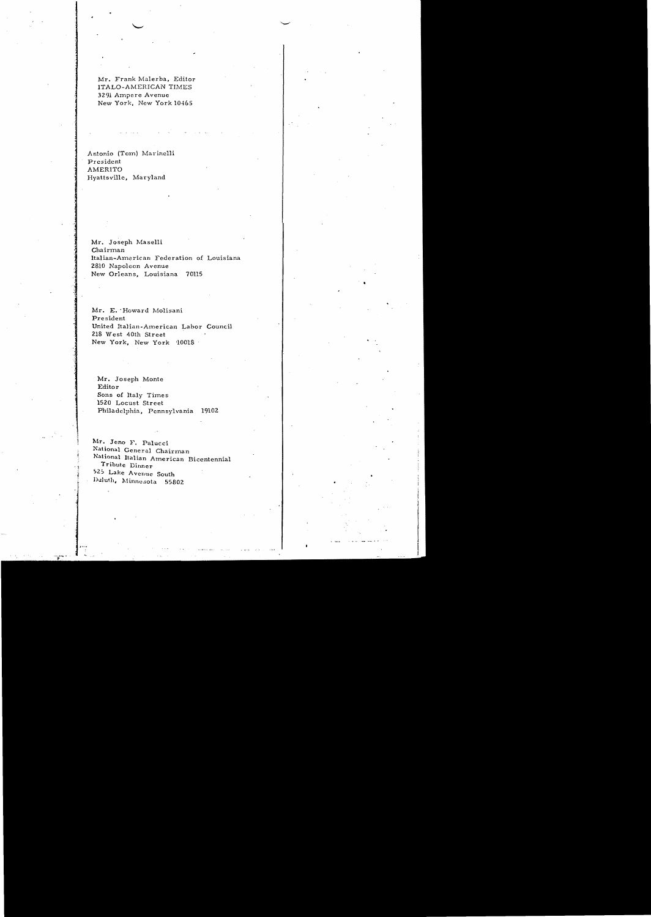Mr. Frank Malerba, Editor
ITALO-AMERICAN TIMES
3291 Ampere Avenue
New York, New York 10465

Antonio (Tom) Marinelli
President
AMERITO
Hyattsville, Maryland

Mr. Joseph Maselli
Chairman
Italian-American Federation of Louisiana
2810 Napoleon Avenue
New Orleans, Louisiana 70115

Mr. E. Howard Molisani
President
United Italian-American Labor Council
218 West 40th Street
New York, New York 10018

Mr. Joseph Monte
Editor
Sons of Italy Times
1520 Locust Street
Philadelphia, Pennsylvania 19102

Mr. Jeno F. Palucci
National General Chairman
National Italian American Bicentennial
Tribute Dinner
525 Lake Avenue South
Duluth, Minnesota 55802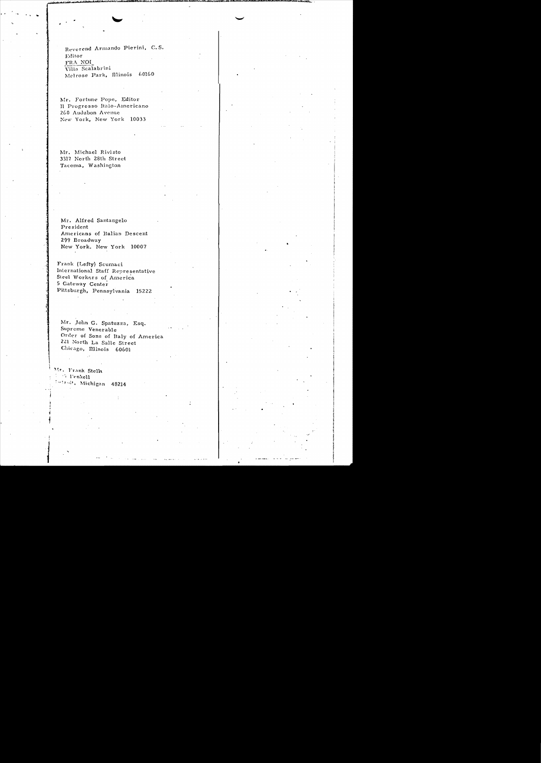Reverend Armando Pierini, C.S.
Editor
FRA NOI
Villa Scalabrini
Melrose Park, Illinois 60160

Mr. Fortune Pope, Editor
Il Progresso Italo-Americano
260 Audubon Avenue
New York, New York 10033

Mr. Michael Rivisto
3317 North 28th Street
Tacoma, Washington

Mr. Alfred Santangelo
President
Americans of Italian Descent
299 Broadway
New York. New York 10007

Frank (Lefty) Scumaci
International Staff Representative
Steel Workers of America
5 Gateway Center
Pittsburgh, Pennsylvania 15222

Mr. John G. Spatuzza, Esq.
Supreme Venerable
Order of Sons of Italy of America
221 North La Salle Street
Chicago, Illinois 60601

Mr. Frank Stella
... Fenkell
...troit, Michigan 48214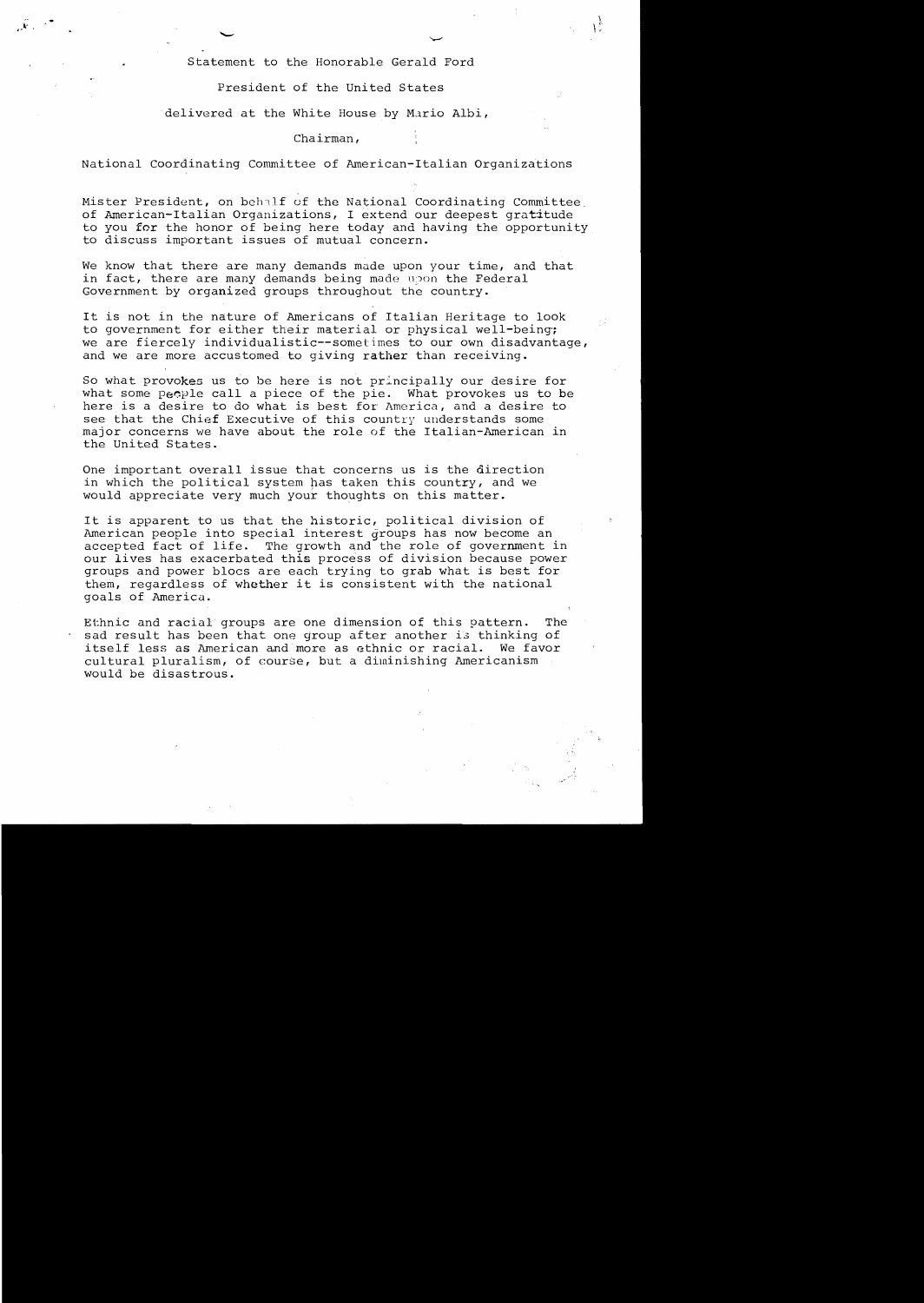Statement to the Honorable Gerald Ford

President of the United States

delivered at the White House by Mario Albi,

Chairman,

National Coordinating Committee of American-Italian Organizations

Mister President, on behalf of the National Coordinating Committee of American-Italian Organizations, I extend our deepest gratitude to you for the honor of being here today and having the opportunity to discuss important issues of mutual concern.

We know that there are many demands made upon your time, and that in fact, there are many demands being made upon the Federal Government by organized groups throughout the country.

It is not in the nature of Americans of Italian Heritage to look to government for either their material or physical well-being; we are fiercely individualistic--sometimes to our own disadvantage, and we are more accustomed to giving rather than receiving.

So what provokes us to be here is not principally our desire for what some people call a piece of the pie. What provokes us to be here is a desire to do what is best for America, and a desire to see that the Chief Executive of this country understands some major concerns we have about the role of the Italian-American in the United States.

One important overall issue that concerns us is the direction in which the political system has taken this country, and we would appreciate very much your thoughts on this matter.

It is apparent to us that the historic, political division of American people into special interest groups has now become an accepted fact of life. The growth and the role of government in our lives has exacerbated this process of division because power groups and power blocs are each trying to grab what is best for them, regardless of whether it is consistent with the national goals of America.

Ethnic and racial groups are one dimension of this pattern. The sad result has been that one group after another is thinking of itself less as American and more as ethnic or racial. We favor cultural pluralism, of course, but a diminishing Americanism would be disastrous.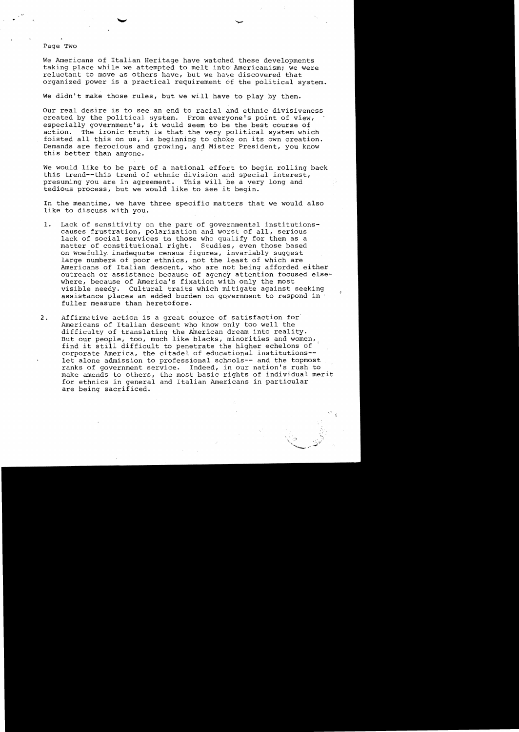Page Two

We Americans of Italian Heritage have watched these developments taking place while we attempted to melt into Americanism; we were reluctant to move as others have, but we have discovered that organized power is a practical requirement of the political system.

We didn't make those rules, but we will have to play by them.

Our real desire is to see an end to racial and ethnic divisiveness created by the political system. From everyone's point of view, especially government's, it would seem to be the best course of action. The ironic truth is that the very political system which foisted all this on us, is beginning to choke on its own creation. Demands are ferocious and growing, and Mister President, you know this better than anyone.

We would like to be part of a national effort to begin rolling back this trend--this trend of ethnic division and special interest, presuming you are in agreement. This will be a very long and tedious process, but we would like to see it begin.

In the meantime, we have three specific matters that we would also like to discuss with you.

1. Lack of sensitivity on the part of governmental institutions-causes frustration, polarization and worst of all, serious lack of social services to those who qualify for them as a matter of constitutional right. Studies, even those based on woefully inadequate census figures, invariably suggest large numbers of poor ethnics, not the least of which are Americans of Italian descent, who are not being afforded either outreach or assistance because of agency attention focused elsewhere, because of America's fixation with only the most visible needy. Cultural traits which mitigate against seeking assistance places an added burden on government to respond in fuller measure than heretofore.

2. Affirmative action is a great source of satisfaction for Americans of Italian descent who know only too well the difficulty of translating the American dream into reality. But our people, too, much like blacks, minorities and women, find it still difficult to penetrate the higher echelons of corporate America, the citadel of educational institutions-- let alone admission to professional schools-- and the topmost ranks of government service. Indeed, in our nation's rush to make amends to others, the most basic rights of individual merit for ethnics in general and Italian Americans in particular are being sacrificed.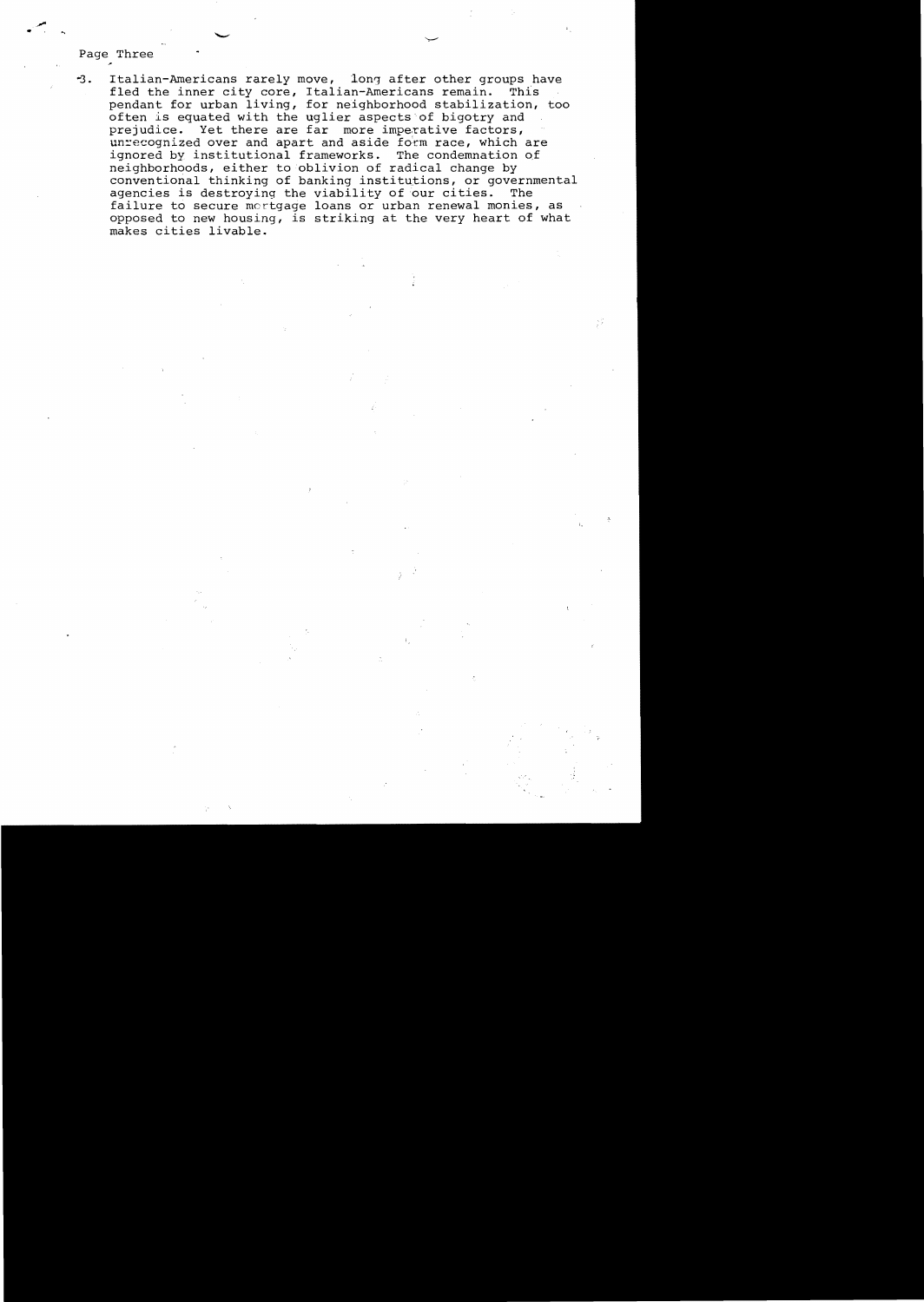3. Italian-Americans rarely move, long after other groups have fled the inner city core, Italian-Americans remain. This pendant for urban living, for neighborhood stabilization, too often is equated with the uglier aspects of bigotry and prejudice. Yet there are far more imperative factors, unrecognized over and apart and aside form race, which are ignored by institutional frameworks. The condemnation of neighborhoods, either to oblivion of radical change by conventional thinking of banking institutions, or governmental agencies is destroying the viability of our cities. The failure to secure mortgage loans or urban renewal monies, as opposed to new housing, is striking at the very heart of what makes cities livable.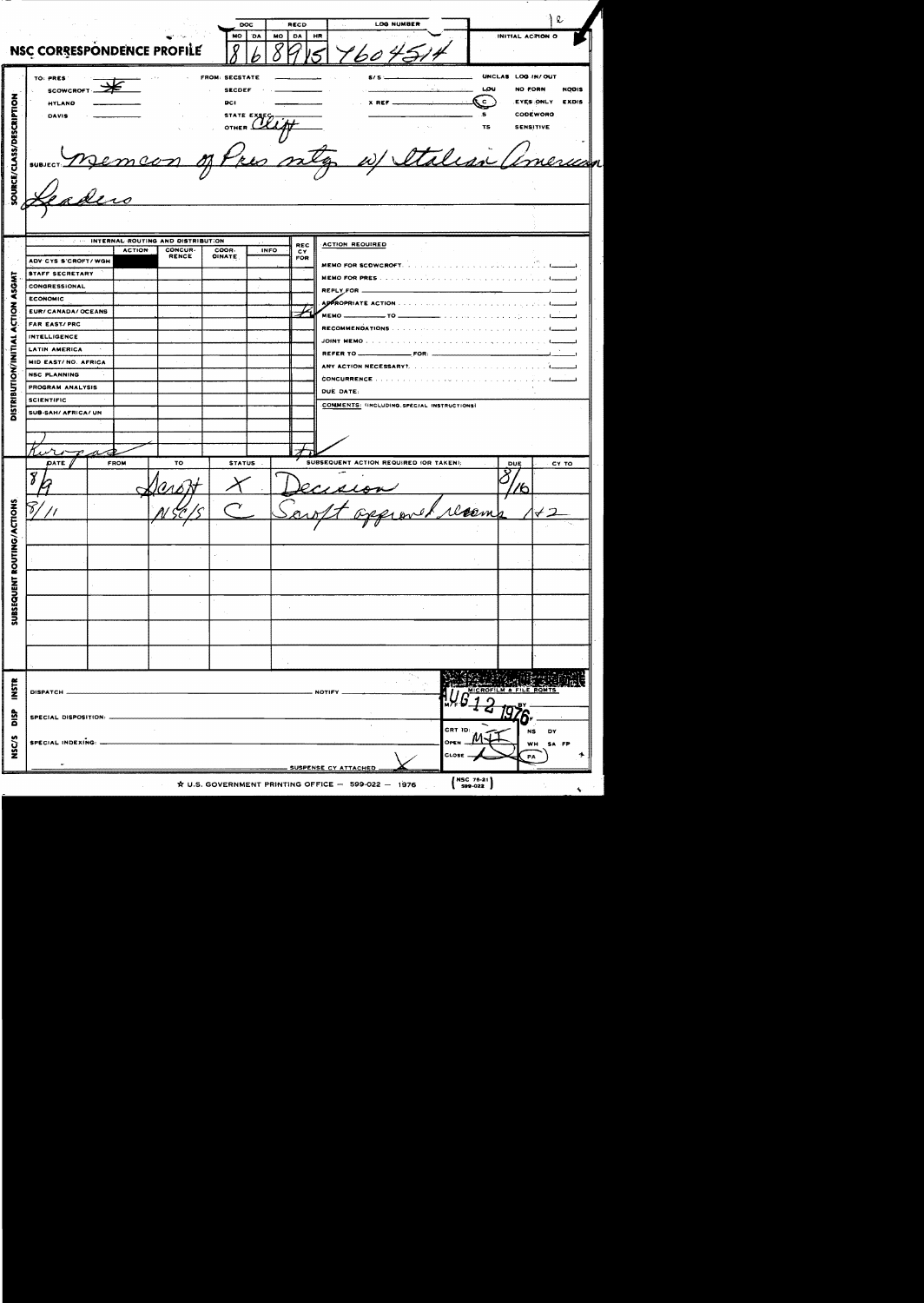# NSC CORRESPONDENCE PROFILE

| DOC MO | DOC DA | RECD MO | RECD DA | RECD HR | LOG NUMBER |
|---|---|---|---|---|---|
| 8 | 6 | 8 | 9 | 15 | 7604514 |

INITIAL ACTION O

## SOURCE/CLASS/DESCRIPTION

TO: PRES
SCOWCROFT ✱
HYLAND
DAVIS

FROM: SECSTATE
SECDEF
DCI
STATE EXSEC
OTHER Clift

S/S
X REF

UNCLAS LOG IN/OUT
LOU NO FORN NODIS
(C) EYES ONLY EXDIS
S CODEWORD
TS SENSITIVE

SUBJECT: Memcon of Pres mtg w/ Italian American Leaders

## DISTRIBUTION/INITIAL ACTION ASGMT

INTERNAL ROUTING AND DISTRIBUTION

| | ACTION | CONCURRENCE | COORDINATE | INFO | REC CY FOR |
|---|---|---|---|---|---|
| ADV CYS S'CROFT/WGH | | | | | |
| STAFF SECRETARY | | | | | |
| CONGRESSIONAL | | | | | |
| ECONOMIC | | | | | |
| EUR/CANADA/OCEANS | | | | | |
| FAR EAST/PRC | | | | | |
| INTELLIGENCE | | | | | |
| LATIN AMERICA | | | | | |
| MID EAST/NO. AFRICA | | | | | |
| NSC PLANNING | | | | | |
| PROGRAM ANALYSIS | | | | | |
| SCIENTIFIC | | | | | |
| SUB-SAH/AFRICA/UN | | | | | |
| Kuropas | | | | | +1 |

ACTION REQUIRED

- MEMO FOR SCOWCROFT
- MEMO FOR PRES
- REPLY FOR
- APPROPRIATE ACTION
- MEMO ___ TO ___
- RECOMMENDATIONS
- JOINT MEMO
- REFER TO ___ FOR ___
- ANY ACTION NECESSARY?
- CONCURRENCE
- DUE DATE:
- COMMENTS: (INCLUDING SPECIAL INSTRUCTIONS)

## SUBSEQUENT ROUTING/ACTIONS

| DATE | FROM | TO | STATUS | SUBSEQUENT ACTION REQUIRED (OR TAKEN): | DUE | CY TO |
|---|---|---|---|---|---|---|
| 8/9 | | Scroft | X | Decision | 8/16 | |
| 8/11 | | NSC/S | C | Scroft approved recoms | | +2 |

## NSC/S DISP INSTR

DISPATCH ___ NOTIFY ___

SPECIAL DISPOSITION: ___

SPECIAL INDEXING: ___

SUSPENSE CY ATTACHED

MICROFILM & FILE RQMTS
M/F'D AUG 12 1976 BY ___

CRT ID: ___ NS DY
OPEN MJT WH SA FP
CLOSE ___ (PA)

★ U.S. GOVERNMENT PRINTING OFFICE — 599-022 — 1976 (NSC 76-21 599-022)